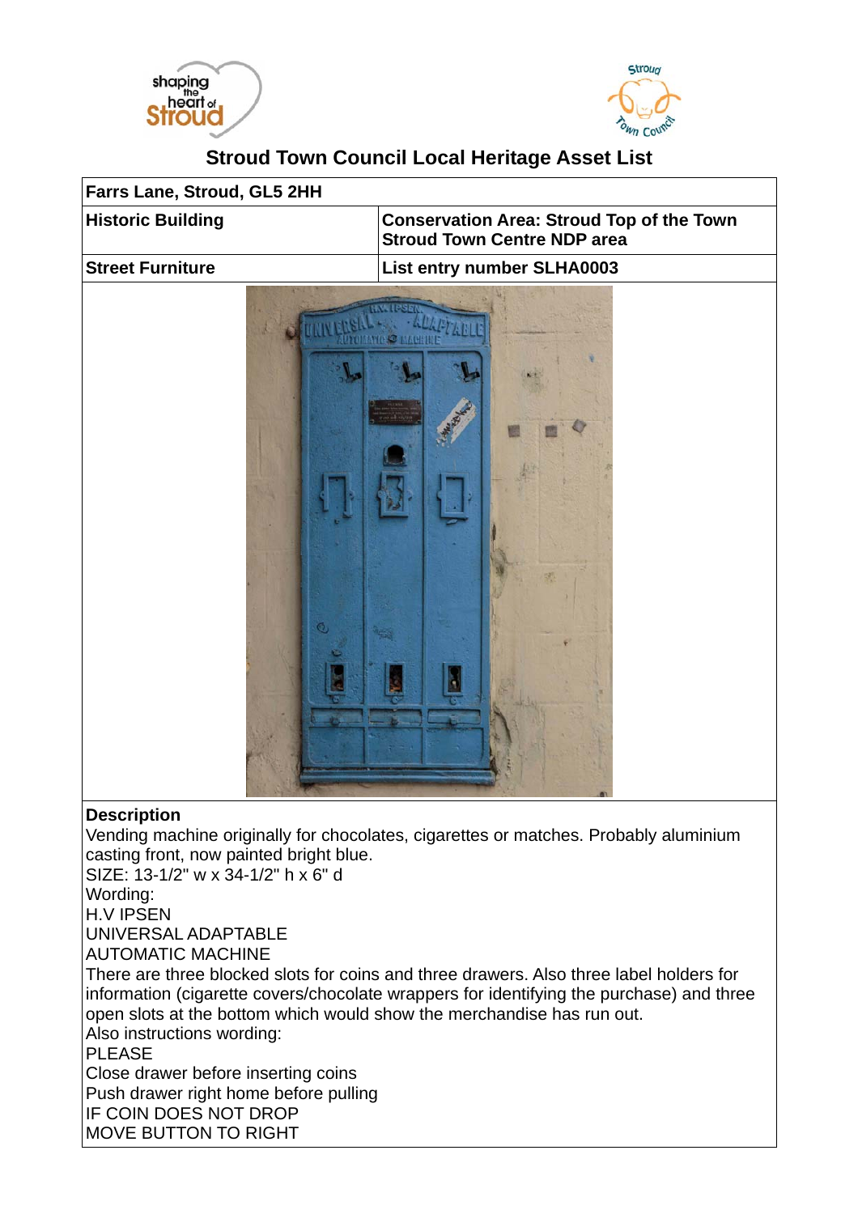# Stroud Town Council Local Heritage Asset List

| Farrs Lane, Stroud, GL5 2HH | |
|---|---|
| **Historic Building** | **Conservation Area: Stroud Top of the Town Stroud Town Centre NDP area** |
| **Street Furniture** | **List entry number SLHA0003** |

**Description**

Vending machine originally for chocolates, cigarettes or matches. Probably aluminium casting front, now painted bright blue.

SIZE: 13-1/2" w x 34-1/2" h x 6" d

Wording:

H.V IPSEN

UNIVERSAL ADAPTABLE

AUTOMATIC MACHINE

There are three blocked slots for coins and three drawers. Also three label holders for information (cigarette covers/chocolate wrappers for identifying the purchase) and three open slots at the bottom which would show the merchandise has run out.

Also instructions wording:

PLEASE

Close drawer before inserting coins

Push drawer right home before pulling

IF COIN DOES NOT DROP

MOVE BUTTON TO RIGHT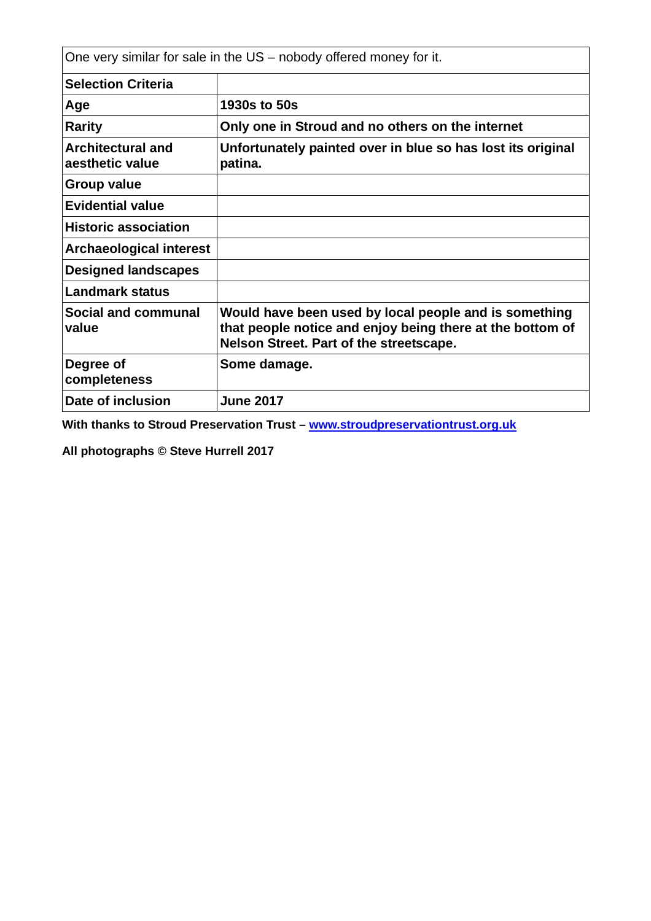| | |
|---|---|
| One very similar for sale in the US – nobody offered money for it. | |
| **Selection Criteria** | |
| **Age** | **1930s to 50s** |
| **Rarity** | **Only one in Stroud and no others on the internet** |
| **Architectural and aesthetic value** | **Unfortunately painted over in blue so has lost its original patina.** |
| **Group value** | |
| **Evidential value** | |
| **Historic association** | |
| **Archaeological interest** | |
| **Designed landscapes** | |
| **Landmark status** | |
| **Social and communal value** | **Would have been used by local people and is something that people notice and enjoy being there at the bottom of Nelson Street. Part of the streetscape.** |
| **Degree of completeness** | **Some damage.** |
| **Date of inclusion** | **June 2017** |

**With thanks to Stroud Preservation Trust – [www.stroudpreservationtrust.org.uk](http://www.stroudpreservationtrust.org.uk)**

**All photographs © Steve Hurrell 2017**